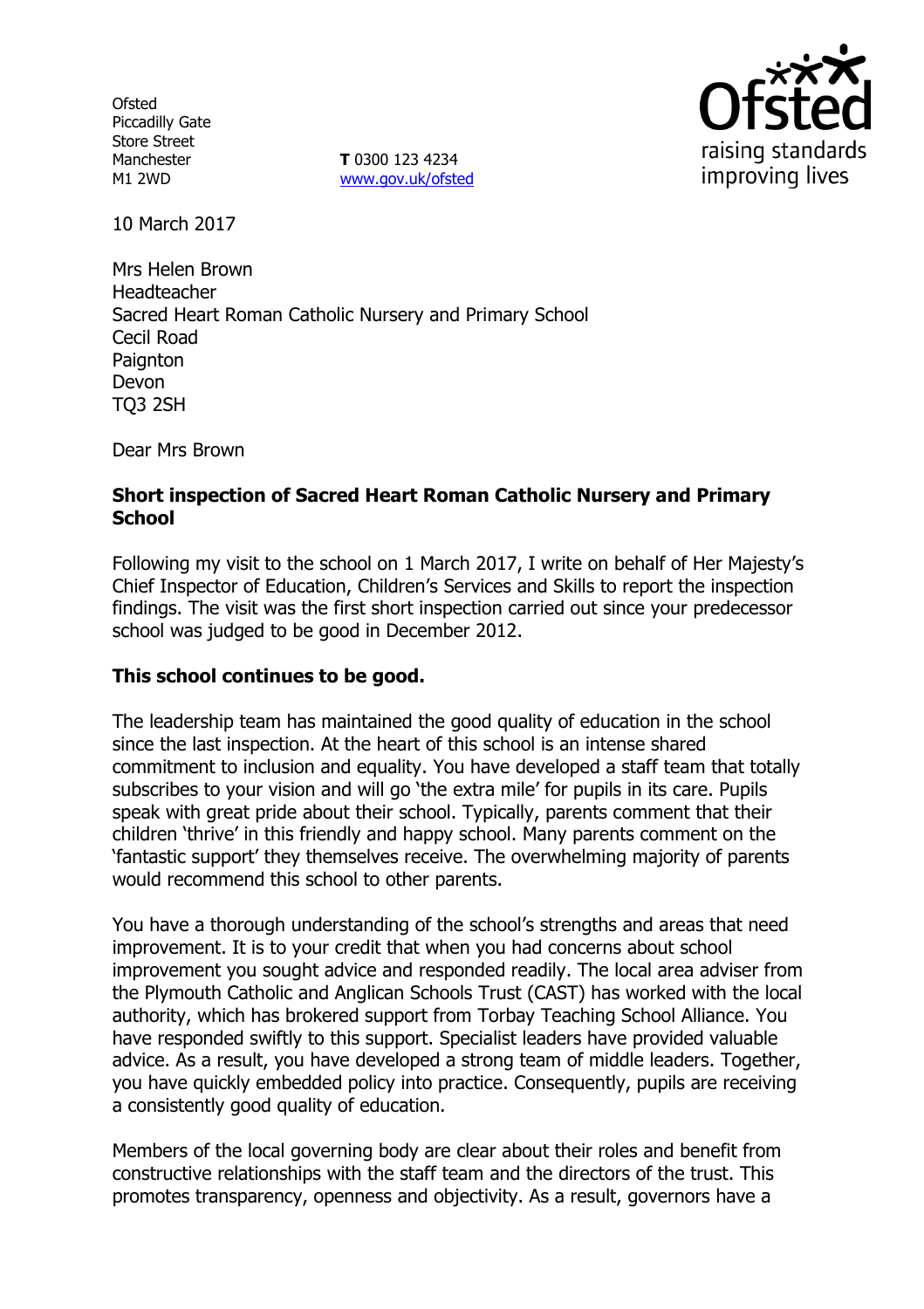Ofsted
Piccadilly Gate
Store Street
Manchester
M1 2WD

**T** 0300 123 4234
www.gov.uk/ofsted

10 March 2017

Mrs Helen Brown
Headteacher
Sacred Heart Roman Catholic Nursery and Primary School
Cecil Road
Paignton
Devon
TQ3 2SH

Dear Mrs Brown

**Short inspection of Sacred Heart Roman Catholic Nursery and Primary School**

Following my visit to the school on 1 March 2017, I write on behalf of Her Majesty's Chief Inspector of Education, Children's Services and Skills to report the inspection findings. The visit was the first short inspection carried out since your predecessor school was judged to be good in December 2012.

**This school continues to be good.**

The leadership team has maintained the good quality of education in the school since the last inspection. At the heart of this school is an intense shared commitment to inclusion and equality. You have developed a staff team that totally subscribes to your vision and will go 'the extra mile' for pupils in its care. Pupils speak with great pride about their school. Typically, parents comment that their children 'thrive' in this friendly and happy school. Many parents comment on the 'fantastic support' they themselves receive. The overwhelming majority of parents would recommend this school to other parents.

You have a thorough understanding of the school's strengths and areas that need improvement. It is to your credit that when you had concerns about school improvement you sought advice and responded readily. The local area adviser from the Plymouth Catholic and Anglican Schools Trust (CAST) has worked with the local authority, which has brokered support from Torbay Teaching School Alliance. You have responded swiftly to this support. Specialist leaders have provided valuable advice. As a result, you have developed a strong team of middle leaders. Together, you have quickly embedded policy into practice. Consequently, pupils are receiving a consistently good quality of education.

Members of the local governing body are clear about their roles and benefit from constructive relationships with the staff team and the directors of the trust. This promotes transparency, openness and objectivity. As a result, governors have a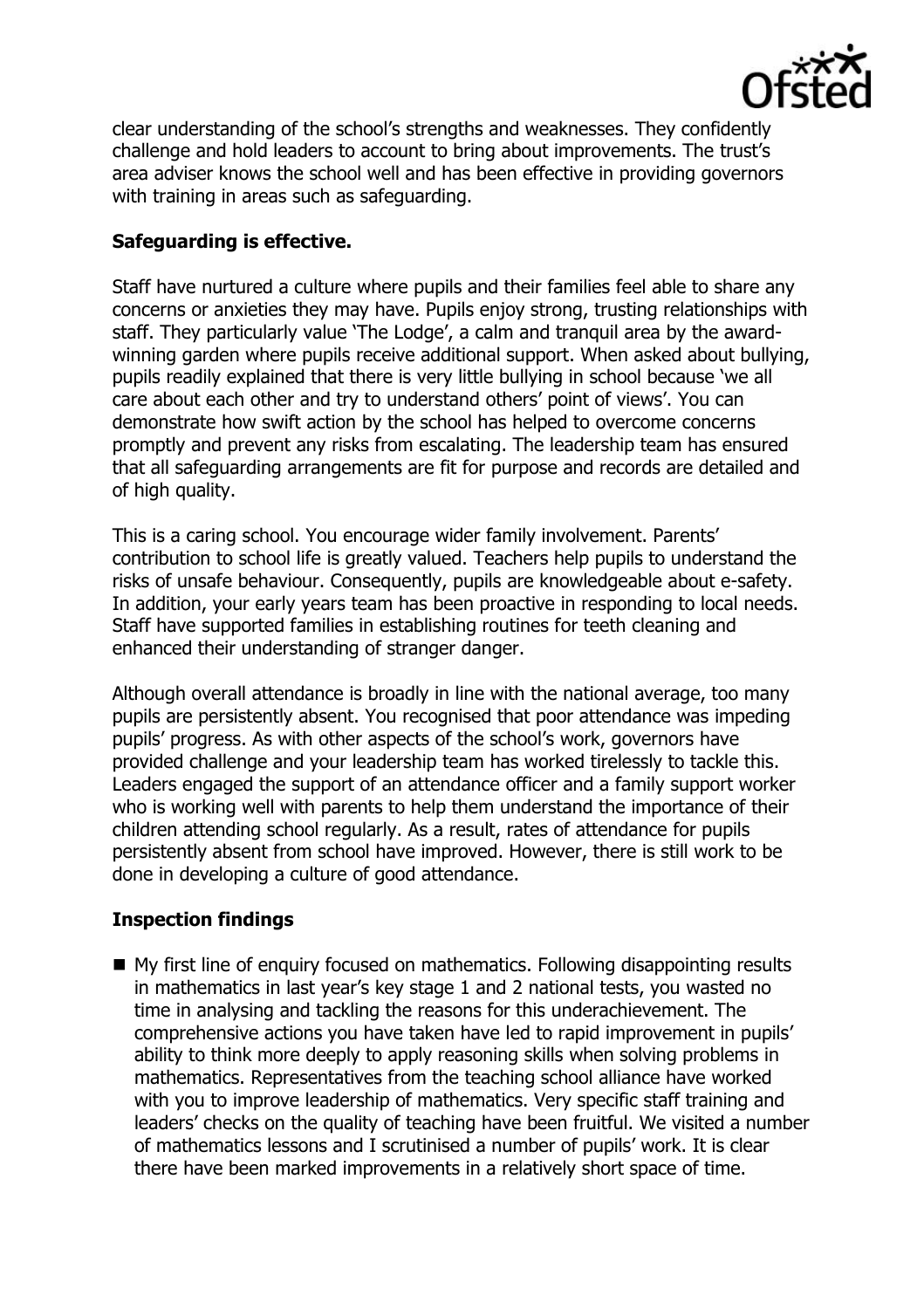clear understanding of the school's strengths and weaknesses. They confidently challenge and hold leaders to account to bring about improvements. The trust's area adviser knows the school well and has been effective in providing governors with training in areas such as safeguarding.

**Safeguarding is effective.**

Staff have nurtured a culture where pupils and their families feel able to share any concerns or anxieties they may have. Pupils enjoy strong, trusting relationships with staff. They particularly value 'The Lodge', a calm and tranquil area by the award-winning garden where pupils receive additional support. When asked about bullying, pupils readily explained that there is very little bullying in school because 'we all care about each other and try to understand others' point of views'. You can demonstrate how swift action by the school has helped to overcome concerns promptly and prevent any risks from escalating. The leadership team has ensured that all safeguarding arrangements are fit for purpose and records are detailed and of high quality.

This is a caring school. You encourage wider family involvement. Parents' contribution to school life is greatly valued. Teachers help pupils to understand the risks of unsafe behaviour. Consequently, pupils are knowledgeable about e-safety. In addition, your early years team has been proactive in responding to local needs. Staff have supported families in establishing routines for teeth cleaning and enhanced their understanding of stranger danger.

Although overall attendance is broadly in line with the national average, too many pupils are persistently absent. You recognised that poor attendance was impeding pupils' progress. As with other aspects of the school's work, governors have provided challenge and your leadership team has worked tirelessly to tackle this. Leaders engaged the support of an attendance officer and a family support worker who is working well with parents to help them understand the importance of their children attending school regularly. As a result, rates of attendance for pupils persistently absent from school have improved. However, there is still work to be done in developing a culture of good attendance.

## Inspection findings

- My first line of enquiry focused on mathematics. Following disappointing results in mathematics in last year's key stage 1 and 2 national tests, you wasted no time in analysing and tackling the reasons for this underachievement. The comprehensive actions you have taken have led to rapid improvement in pupils' ability to think more deeply to apply reasoning skills when solving problems in mathematics. Representatives from the teaching school alliance have worked with you to improve leadership of mathematics. Very specific staff training and leaders' checks on the quality of teaching have been fruitful. We visited a number of mathematics lessons and I scrutinised a number of pupils' work. It is clear there have been marked improvements in a relatively short space of time.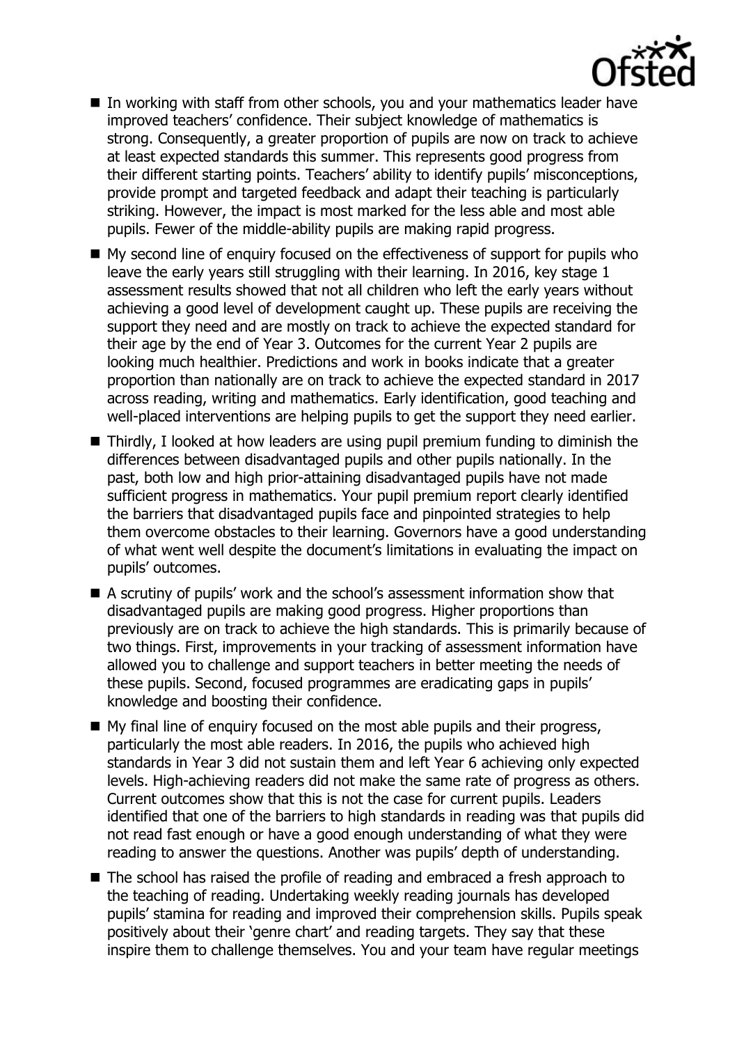- In working with staff from other schools, you and your mathematics leader have improved teachers' confidence. Their subject knowledge of mathematics is strong. Consequently, a greater proportion of pupils are now on track to achieve at least expected standards this summer. This represents good progress from their different starting points. Teachers' ability to identify pupils' misconceptions, provide prompt and targeted feedback and adapt their teaching is particularly striking. However, the impact is most marked for the less able and most able pupils. Fewer of the middle-ability pupils are making rapid progress.
- My second line of enquiry focused on the effectiveness of support for pupils who leave the early years still struggling with their learning. In 2016, key stage 1 assessment results showed that not all children who left the early years without achieving a good level of development caught up. These pupils are receiving the support they need and are mostly on track to achieve the expected standard for their age by the end of Year 3. Outcomes for the current Year 2 pupils are looking much healthier. Predictions and work in books indicate that a greater proportion than nationally are on track to achieve the expected standard in 2017 across reading, writing and mathematics. Early identification, good teaching and well-placed interventions are helping pupils to get the support they need earlier.
- Thirdly, I looked at how leaders are using pupil premium funding to diminish the differences between disadvantaged pupils and other pupils nationally. In the past, both low and high prior-attaining disadvantaged pupils have not made sufficient progress in mathematics. Your pupil premium report clearly identified the barriers that disadvantaged pupils face and pinpointed strategies to help them overcome obstacles to their learning. Governors have a good understanding of what went well despite the document's limitations in evaluating the impact on pupils' outcomes.
- A scrutiny of pupils' work and the school's assessment information show that disadvantaged pupils are making good progress. Higher proportions than previously are on track to achieve the high standards. This is primarily because of two things. First, improvements in your tracking of assessment information have allowed you to challenge and support teachers in better meeting the needs of these pupils. Second, focused programmes are eradicating gaps in pupils' knowledge and boosting their confidence.
- My final line of enquiry focused on the most able pupils and their progress, particularly the most able readers. In 2016, the pupils who achieved high standards in Year 3 did not sustain them and left Year 6 achieving only expected levels. High-achieving readers did not make the same rate of progress as others. Current outcomes show that this is not the case for current pupils. Leaders identified that one of the barriers to high standards in reading was that pupils did not read fast enough or have a good enough understanding of what they were reading to answer the questions. Another was pupils' depth of understanding.
- The school has raised the profile of reading and embraced a fresh approach to the teaching of reading. Undertaking weekly reading journals has developed pupils' stamina for reading and improved their comprehension skills. Pupils speak positively about their 'genre chart' and reading targets. They say that these inspire them to challenge themselves. You and your team have regular meetings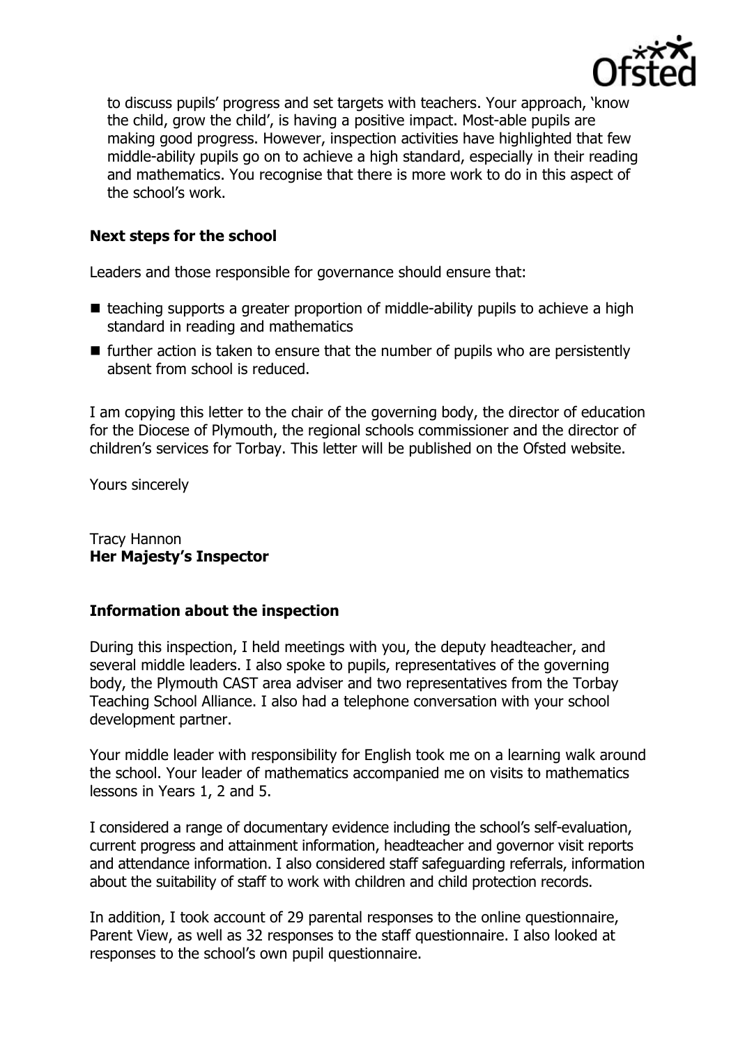to discuss pupils' progress and set targets with teachers. Your approach, 'know the child, grow the child', is having a positive impact. Most-able pupils are making good progress. However, inspection activities have highlighted that few middle-ability pupils go on to achieve a high standard, especially in their reading and mathematics. You recognise that there is more work to do in this aspect of the school's work.

### Next steps for the school

Leaders and those responsible for governance should ensure that:

- teaching supports a greater proportion of middle-ability pupils to achieve a high standard in reading and mathematics
- further action is taken to ensure that the number of pupils who are persistently absent from school is reduced.

I am copying this letter to the chair of the governing body, the director of education for the Diocese of Plymouth, the regional schools commissioner and the director of children's services for Torbay. This letter will be published on the Ofsted website.

Yours sincerely

Tracy Hannon
**Her Majesty's Inspector**

### Information about the inspection

During this inspection, I held meetings with you, the deputy headteacher, and several middle leaders. I also spoke to pupils, representatives of the governing body, the Plymouth CAST area adviser and two representatives from the Torbay Teaching School Alliance. I also had a telephone conversation with your school development partner.

Your middle leader with responsibility for English took me on a learning walk around the school. Your leader of mathematics accompanied me on visits to mathematics lessons in Years 1, 2 and 5.

I considered a range of documentary evidence including the school's self-evaluation, current progress and attainment information, headteacher and governor visit reports and attendance information. I also considered staff safeguarding referrals, information about the suitability of staff to work with children and child protection records.

In addition, I took account of 29 parental responses to the online questionnaire, Parent View, as well as 32 responses to the staff questionnaire. I also looked at responses to the school's own pupil questionnaire.